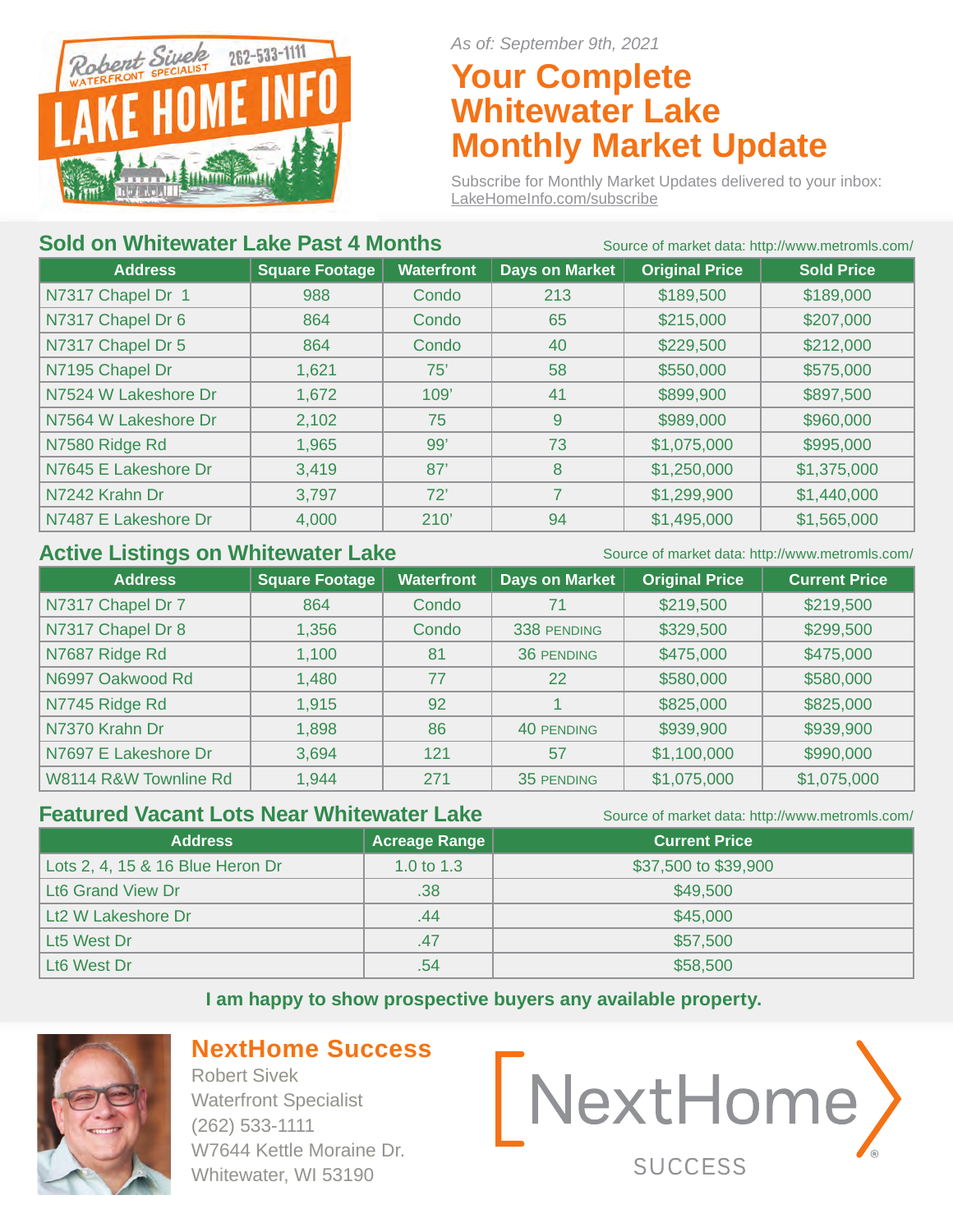Robert Sivek 262-533-1111
WATERFRONT SPECIALIST
LAKE HOME INFO

*As of: September 9th, 2021*

# Your Complete Whitewater Lake Monthly Market Update

Subscribe for Monthly Market Updates delivered to your inbox: LakeHomeInfo.com/subscribe

## Sold on Whitewater Lake Past 4 Months

Source of market data: http://www.metromls.com/

| Address | Square Footage | Waterfront | Days on Market | Original Price | Sold Price |
|---|---|---|---|---|---|
| N7317 Chapel Dr 1 | 988 | Condo | 213 | $189,500 | $189,000 |
| N7317 Chapel Dr 6 | 864 | Condo | 65 | $215,000 | $207,000 |
| N7317 Chapel Dr 5 | 864 | Condo | 40 | $229,500 | $212,000 |
| N7195 Chapel Dr | 1,621 | 75' | 58 | $550,000 | $575,000 |
| N7524 W Lakeshore Dr | 1,672 | 109' | 41 | $899,900 | $897,500 |
| N7564 W Lakeshore Dr | 2,102 | 75 | 9 | $989,000 | $960,000 |
| N7580 Ridge Rd | 1,965 | 99' | 73 | $1,075,000 | $995,000 |
| N7645 E Lakeshore Dr | 3,419 | 87' | 8 | $1,250,000 | $1,375,000 |
| N7242 Krahn Dr | 3,797 | 72' | 7 | $1,299,900 | $1,440,000 |
| N7487 E Lakeshore Dr | 4,000 | 210' | 94 | $1,495,000 | $1,565,000 |

## Active Listings on Whitewater Lake

Source of market data: http://www.metromls.com/

| Address | Square Footage | Waterfront | Days on Market | Original Price | Current Price |
|---|---|---|---|---|---|
| N7317 Chapel Dr 7 | 864 | Condo | 71 | $219,500 | $219,500 |
| N7317 Chapel Dr 8 | 1,356 | Condo | 338 PENDING | $329,500 | $299,500 |
| N7687 Ridge Rd | 1,100 | 81 | 36 PENDING | $475,000 | $475,000 |
| N6997 Oakwood Rd | 1,480 | 77 | 22 | $580,000 | $580,000 |
| N7745 Ridge Rd | 1,915 | 92 | 1 | $825,000 | $825,000 |
| N7370 Krahn Dr | 1,898 | 86 | 40 PENDING | $939,900 | $939,900 |
| N7697 E Lakeshore Dr | 3,694 | 121 | 57 | $1,100,000 | $990,000 |
| W8114 R&W Townline Rd | 1,944 | 271 | 35 PENDING | $1,075,000 | $1,075,000 |

## Featured Vacant Lots Near Whitewater Lake

Source of market data: http://www.metromls.com/

| Address | Acreage Range | Current Price |
|---|---|---|
| Lots 2, 4, 15 & 16 Blue Heron Dr | 1.0 to 1.3 | $37,500 to $39,900 |
| Lt6 Grand View Dr | .38 | $49,500 |
| Lt2 W Lakeshore Dr | .44 | $45,000 |
| Lt5 West Dr | .47 | $57,500 |
| Lt6 West Dr | .54 | $58,500 |

**I am happy to show prospective buyers any available property.**

## NextHome Success

Robert Sivek
Waterfront Specialist
(262) 533-1111
W7644 Kettle Moraine Dr.
Whitewater, WI 53190

NextHome SUCCESS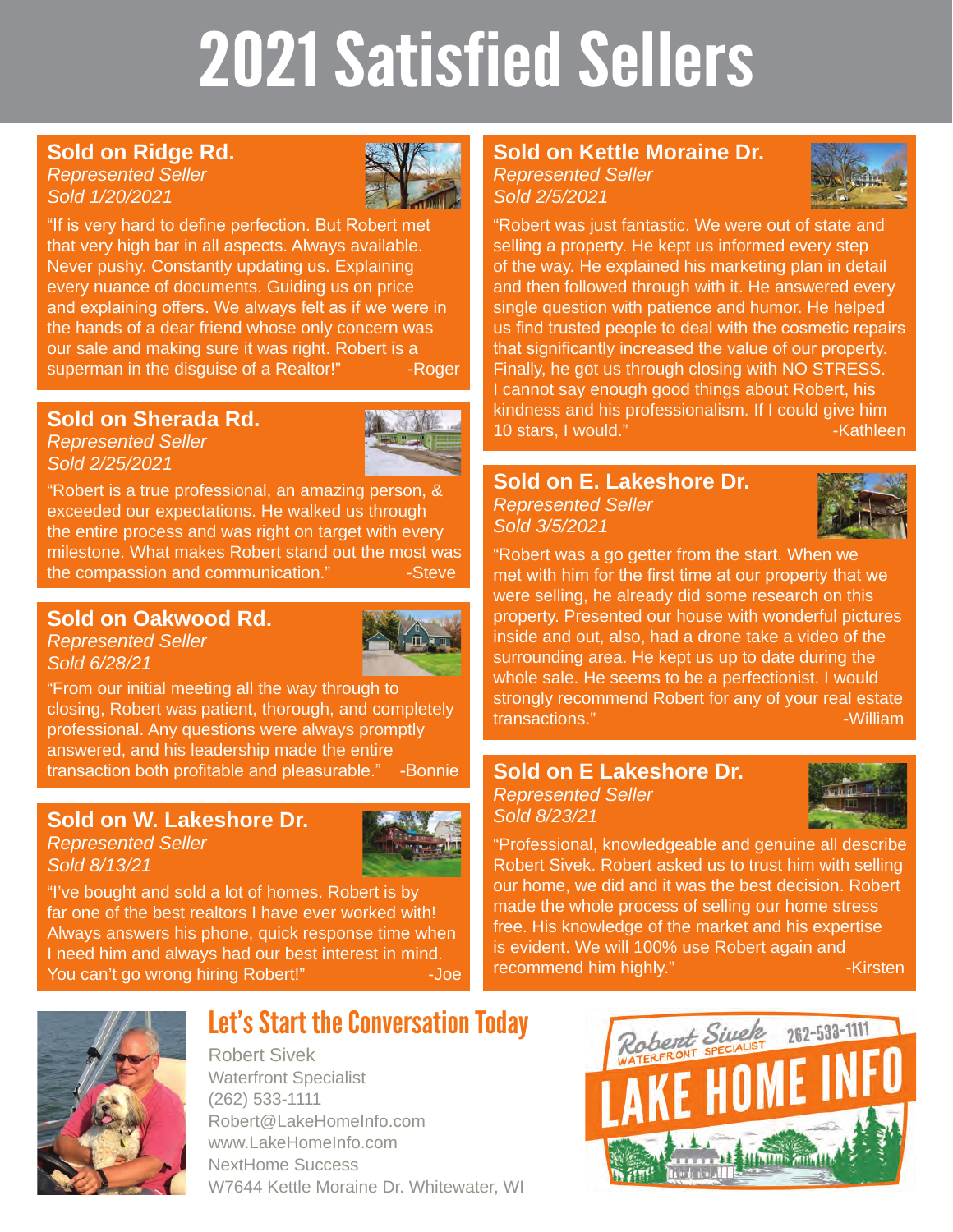# 2021 Satisfied Sellers

## Sold on Ridge Rd.

*Represented Seller*
*Sold 1/20/2021*

"If is very hard to define perfection. But Robert met that very high bar in all aspects. Always available. Never pushy. Constantly updating us. Explaining every nuance of documents. Guiding us on price and explaining offers. We always felt as if we were in the hands of a dear friend whose only concern was our sale and making sure it was right. Robert is a superman in the disguise of a Realtor!" -Roger

## Sold on Sherada Rd.

*Represented Seller*
*Sold 2/25/2021*

"Robert is a true professional, an amazing person, & exceeded our expectations. He walked us through the entire process and was right on target with every milestone. What makes Robert stand out the most was the compassion and communication." -Steve

## Sold on Oakwood Rd.

*Represented Seller*
*Sold 6/28/21*

"From our initial meeting all the way through to closing, Robert was patient, thorough, and completely professional. Any questions were always promptly answered, and his leadership made the entire transaction both profitable and pleasurable." -Bonnie

## Sold on W. Lakeshore Dr.

*Represented Seller*
*Sold 8/13/21*

"I've bought and sold a lot of homes. Robert is by far one of the best realtors I have ever worked with! Always answers his phone, quick response time when I need him and always had our best interest in mind. You can't go wrong hiring Robert!" -Joe

## Sold on Kettle Moraine Dr.

*Represented Seller*
*Sold 2/5/2021*

"Robert was just fantastic. We were out of state and selling a property. He kept us informed every step of the way. He explained his marketing plan in detail and then followed through with it. He answered every single question with patience and humor. He helped us find trusted people to deal with the cosmetic repairs that significantly increased the value of our property. Finally, he got us through closing with NO STRESS. I cannot say enough good things about Robert, his kindness and his professionalism. If I could give him 10 stars, I would." -Kathleen

## Sold on E. Lakeshore Dr.

*Represented Seller*
*Sold 3/5/2021*

"Robert was a go getter from the start. When we met with him for the first time at our property that we were selling, he already did some research on this property. Presented our house with wonderful pictures inside and out, also, had a drone take a video of the surrounding area. He kept us up to date during the whole sale. He seems to be a perfectionist. I would strongly recommend Robert for any of your real estate transactions." -William

## Sold on E Lakeshore Dr.

*Represented Seller*
*Sold 8/23/21*

"Professional, knowledgeable and genuine all describe Robert Sivek. Robert asked us to trust him with selling our home, we did and it was the best decision. Robert made the whole process of selling our home stress free. His knowledge of the market and his expertise is evident. We will 100% use Robert again and recommend him highly." -Kirsten

## Let's Start the Conversation Today

Robert Sivek
Waterfront Specialist
(262) 533-1111
Robert@LakeHomeInfo.com
www.LakeHomeInfo.com
NextHome Success
W7644 Kettle Moraine Dr. Whitewater, WI

Robert Sivek 262-533-1111
WATERFRONT SPECIALIST
LAKE HOME INFO